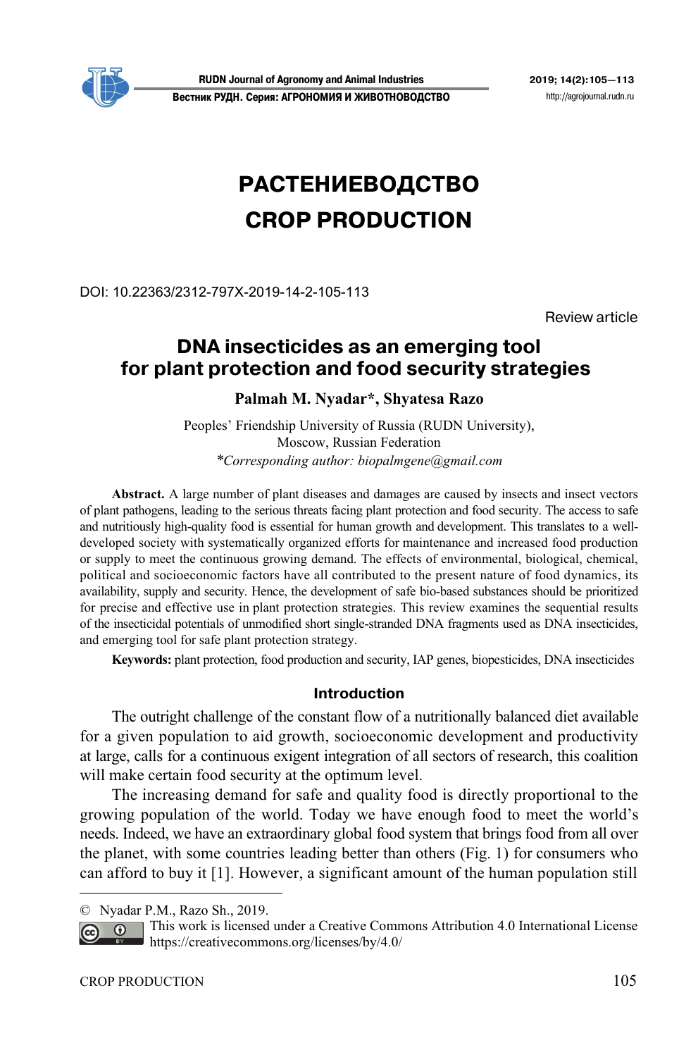# РАСТЕНИЕВОДСТВО
# CROP PRODUCTION

DOI: 10.22363/2312-797X-2019-14-2-105-113

Review article

## DNA insecticides as an emerging tool for plant protection and food security strategies

**Palmah M. Nyadar\*, Shyatesa Razo**

Peoples' Friendship University of Russia (RUDN University), Moscow, Russian Federation
*\*Corresponding author: biopalmgene@gmail.com*

**Abstract.** A large number of plant diseases and damages are caused by insects and insect vectors of plant pathogens, leading to the serious threats facing plant protection and food security. The access to safe and nutritiously high-quality food is essential for human growth and development. This translates to a well-developed society with systematically organized efforts for maintenance and increased food production or supply to meet the continuous growing demand. The effects of environmental, biological, chemical, political and socioeconomic factors have all contributed to the present nature of food dynamics, its availability, supply and security. Hence, the development of safe bio-based substances should be prioritized for precise and effective use in plant protection strategies. This review examines the sequential results of the insecticidal potentials of unmodified short single-stranded DNA fragments used as DNA insecticides, and emerging tool for safe plant protection strategy.

**Keywords:** plant protection, food production and security, IAP genes, biopesticides, DNA insecticides

### Introduction

The outright challenge of the constant flow of a nutritionally balanced diet available for a given population to aid growth, socioeconomic development and productivity at large, calls for a continuous exigent integration of all sectors of research, this coalition will make certain food security at the optimum level.

The increasing demand for safe and quality food is directly proportional to the growing population of the world. Today we have enough food to meet the world's needs. Indeed, we have an extraordinary global food system that brings food from all over the planet, with some countries leading better than others (Fig. 1) for consumers who can afford to buy it [1]. However, a significant amount of the human population still

© Nyadar P.M., Razo Sh., 2019.
This work is licensed under a Creative Commons Attribution 4.0 International License https://creativecommons.org/licenses/by/4.0/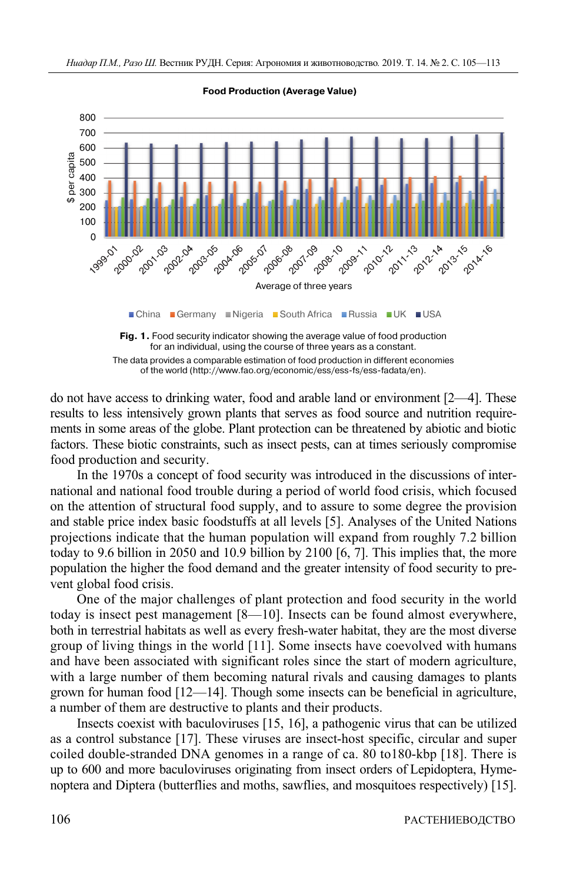Fig. 1. Food security indicator showing the average value of food production for an individual, using the course of three years as a constant.
The data provides a comparable estimation of food production in different economies of the world (http://www.fao.org/economic/ess/ess-fs/ess-fadata/en).

do not have access to drinking water, food and arable land or environment [2—4]. These results to less intensively grown plants that serves as food source and nutrition requirements in some areas of the globe. Plant protection can be threatened by abiotic and biotic factors. These biotic constraints, such as insect pests, can at times seriously compromise food production and security.

In the 1970s a concept of food security was introduced in the discussions of international and national food trouble during a period of world food crisis, which focused on the attention of structural food supply, and to assure to some degree the provision and stable price index basic foodstuffs at all levels [5]. Analyses of the United Nations projections indicate that the human population will expand from roughly 7.2 billion today to 9.6 billion in 2050 and 10.9 billion by 2100 [6, 7]. This implies that, the more population the higher the food demand and the greater intensity of food security to prevent global food crisis.

One of the major challenges of plant protection and food security in the world today is insect pest management [8—10]. Insects can be found almost everywhere, both in terrestrial habitats as well as every fresh-water habitat, they are the most diverse group of living things in the world [11]. Some insects have coevolved with humans and have been associated with significant roles since the start of modern agriculture, with a large number of them becoming natural rivals and causing damages to plants grown for human food [12—14]. Though some insects can be beneficial in agriculture, a number of them are destructive to plants and their products.

Insects coexist with baculoviruses [15, 16], a pathogenic virus that can be utilized as a control substance [17]. These viruses are insect-host specific, circular and super coiled double-stranded DNA genomes in a range of ca. 80 to180-kbp [18]. There is up to 600 and more baculoviruses originating from insect orders of Lepidoptera, Hymenoptera and Diptera (butterflies and moths, sawflies, and mosquitoes respectively) [15].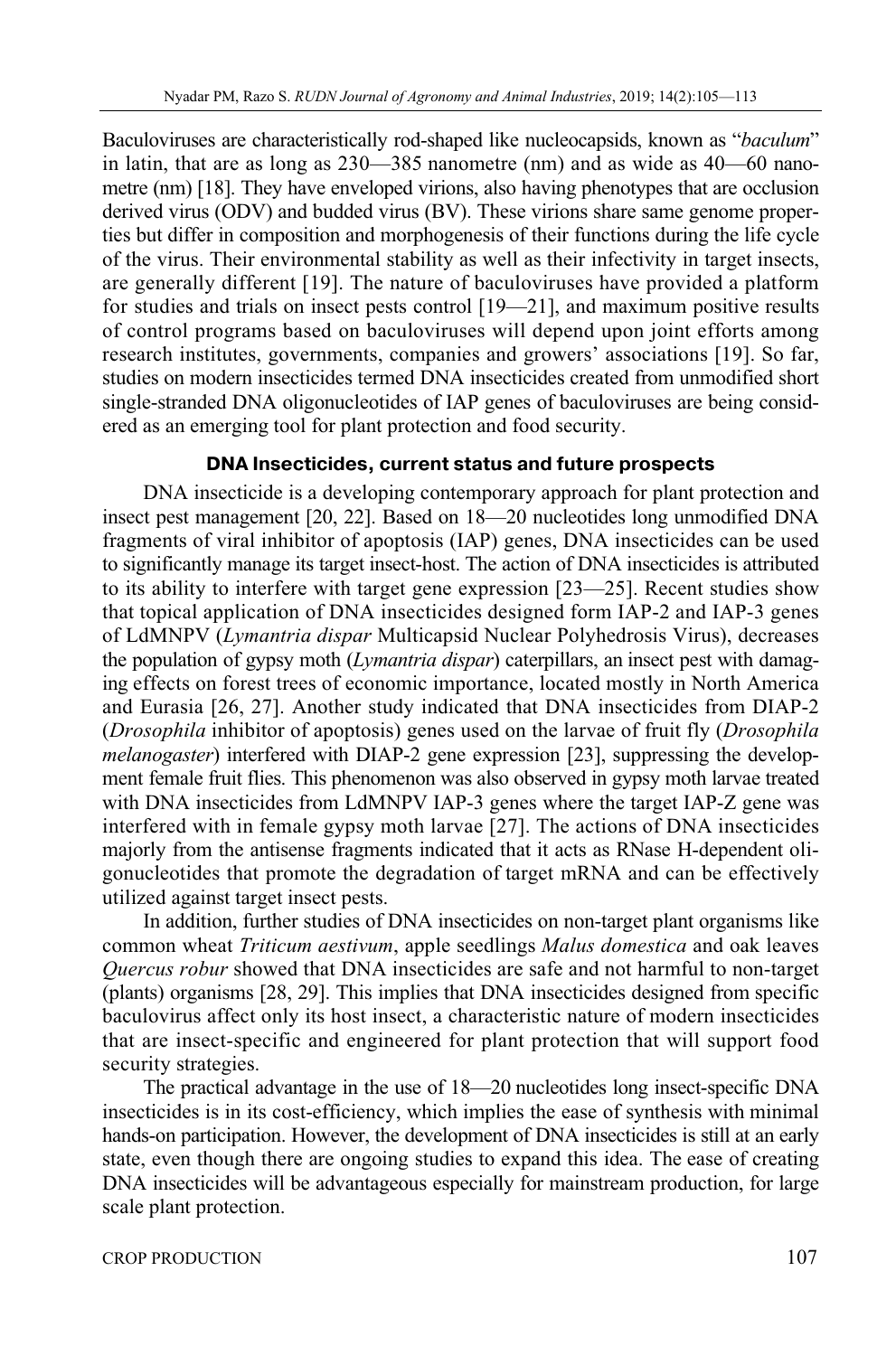Baculoviruses are characteristically rod-shaped like nucleocapsids, known as "*baculum*" in latin, that are as long as 230—385 nanometre (nm) and as wide as 40—60 nanometre (nm) [18]. They have enveloped virions, also having phenotypes that are occlusion derived virus (ODV) and budded virus (BV). These virions share same genome properties but differ in composition and morphogenesis of their functions during the life cycle of the virus. Their environmental stability as well as their infectivity in target insects, are generally different [19]. The nature of baculoviruses have provided a platform for studies and trials on insect pests control [19—21], and maximum positive results of control programs based on baculoviruses will depend upon joint efforts among research institutes, governments, companies and growers' associations [19]. So far, studies on modern insecticides termed DNA insecticides created from unmodified short single-stranded DNA oligonucleotides of IAP genes of baculoviruses are being considered as an emerging tool for plant protection and food security.

### DNA Insecticides, current status and future prospects

DNA insecticide is a developing contemporary approach for plant protection and insect pest management [20, 22]. Based on 18—20 nucleotides long unmodified DNA fragments of viral inhibitor of apoptosis (IAP) genes, DNA insecticides can be used to significantly manage its target insect-host. The action of DNA insecticides is attributed to its ability to interfere with target gene expression [23—25]. Recent studies show that topical application of DNA insecticides designed form IAP-2 and IAP-3 genes of LdMNPV (*Lymantria dispar* Multicapsid Nuclear Polyhedrosis Virus), decreases the population of gypsy moth (*Lymantria dispar*) caterpillars, an insect pest with damaging effects on forest trees of economic importance, located mostly in North America and Eurasia [26, 27]. Another study indicated that DNA insecticides from DIAP-2 (*Drosophila* inhibitor of apoptosis) genes used on the larvae of fruit fly (*Drosophila melanogaster*) interfered with DIAP-2 gene expression [23], suppressing the development female fruit flies. This phenomenon was also observed in gypsy moth larvae treated with DNA insecticides from LdMNPV IAP-3 genes where the target IAP-Z gene was interfered with in female gypsy moth larvae [27]. The actions of DNA insecticides majorly from the antisense fragments indicated that it acts as RNase H-dependent oligonucleotides that promote the degradation of target mRNA and can be effectively utilized against target insect pests.

In addition, further studies of DNA insecticides on non-target plant organisms like common wheat *Triticum aestivum*, apple seedlings *Malus domestica* and oak leaves *Quercus robur* showed that DNA insecticides are safe and not harmful to non-target (plants) organisms [28, 29]. This implies that DNA insecticides designed from specific baculovirus affect only its host insect, a characteristic nature of modern insecticides that are insect-specific and engineered for plant protection that will support food security strategies.

The practical advantage in the use of 18—20 nucleotides long insect-specific DNA insecticides is in its cost-efficiency, which implies the ease of synthesis with minimal hands-on participation. However, the development of DNA insecticides is still at an early state, even though there are ongoing studies to expand this idea. The ease of creating DNA insecticides will be advantageous especially for mainstream production, for large scale plant protection.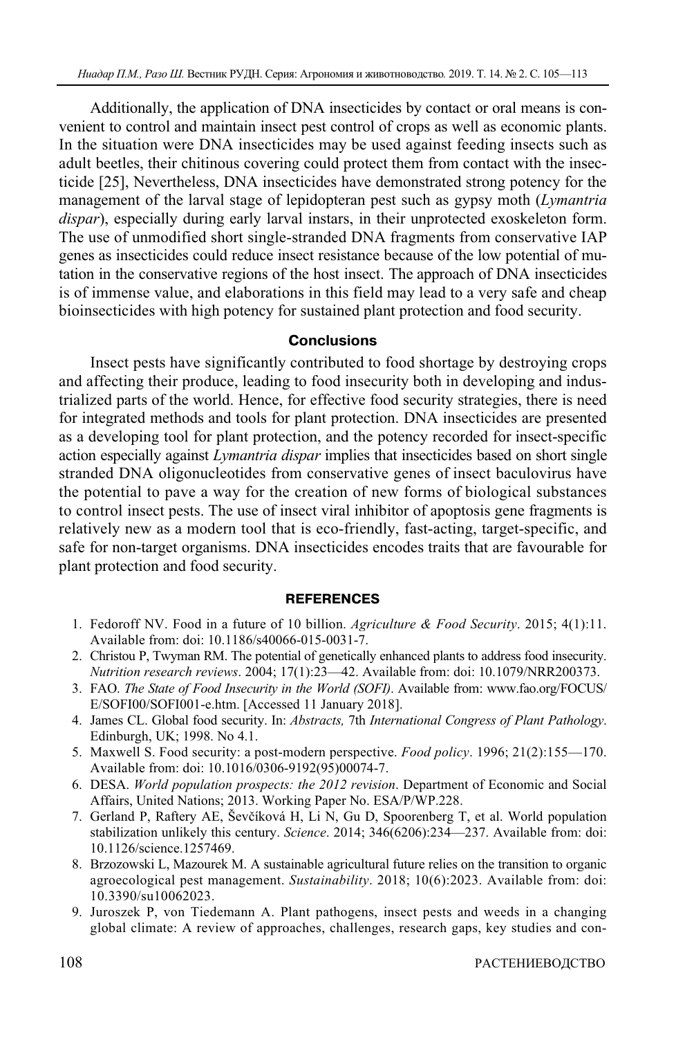Additionally, the application of DNA insecticides by contact or oral means is convenient to control and maintain insect pest control of crops as well as economic plants. In the situation were DNA insecticides may be used against feeding insects such as adult beetles, their chitinous covering could protect them from contact with the insecticide [25], Nevertheless, DNA insecticides have demonstrated strong potency for the management of the larval stage of lepidopteran pest such as gypsy moth (*Lymantria dispar*), especially during early larval instars, in their unprotected exoskeleton form. The use of unmodified short single-stranded DNA fragments from conservative IAP genes as insecticides could reduce insect resistance because of the low potential of mutation in the conservative regions of the host insect. The approach of DNA insecticides is of immense value, and elaborations in this field may lead to a very safe and cheap bioinsecticides with high potency for sustained plant protection and food security.

## Conclusions

Insect pests have significantly contributed to food shortage by destroying crops and affecting their produce, leading to food insecurity both in developing and industrialized parts of the world. Hence, for effective food security strategies, there is need for integrated methods and tools for plant protection. DNA insecticides are presented as a developing tool for plant protection, and the potency recorded for insect-specific action especially against *Lymantria dispar* implies that insecticides based on short single stranded DNA oligonucleotides from conservative genes of insect baculovirus have the potential to pave a way for the creation of new forms of biological substances to control insect pests. The use of insect viral inhibitor of apoptosis gene fragments is relatively new as a modern tool that is eco-friendly, fast-acting, target-specific, and safe for non-target organisms. DNA insecticides encodes traits that are favourable for plant protection and food security.

## REFERENCES

1. Fedoroff NV. Food in a future of 10 billion. *Agriculture & Food Security*. 2015; 4(1):11. Available from: doi: 10.1186/s40066-015-0031-7.
2. Christou P, Twyman RM. The potential of genetically enhanced plants to address food insecurity. *Nutrition research reviews*. 2004; 17(1):23—42. Available from: doi: 10.1079/NRR200373.
3. FAO. *The State of Food Insecurity in the World (SOFI)*. Available from: www.fao.org/FOCUS/E/SOFI00/SOFI001-e.htm. [Accessed 11 January 2018].
4. James CL. Global food security. In: *Abstracts,* 7th *International Congress of Plant Pathology*. Edinburgh, UK; 1998. No 4.1.
5. Maxwell S. Food security: a post-modern perspective. *Food policy*. 1996; 21(2):155—170. Available from: doi: 10.1016/0306-9192(95)00074-7.
6. DESA. *World population prospects: the 2012 revision*. Department of Economic and Social Affairs, United Nations; 2013. Working Paper No. ESA/P/WP.228.
7. Gerland P, Raftery AE, Ševčíková H, Li N, Gu D, Spoorenberg T, et al. World population stabilization unlikely this century. *Science*. 2014; 346(6206):234—237. Available from: doi: 10.1126/science.1257469.
8. Brzozowski L, Mazourek M. A sustainable agricultural future relies on the transition to organic agroecological pest management. *Sustainability*. 2018; 10(6):2023. Available from: doi: 10.3390/su10062023.
9. Juroszek P, von Tiedemann A. Plant pathogens, insect pests and weeds in a changing global climate: A review of approaches, challenges, research gaps, key studies and con-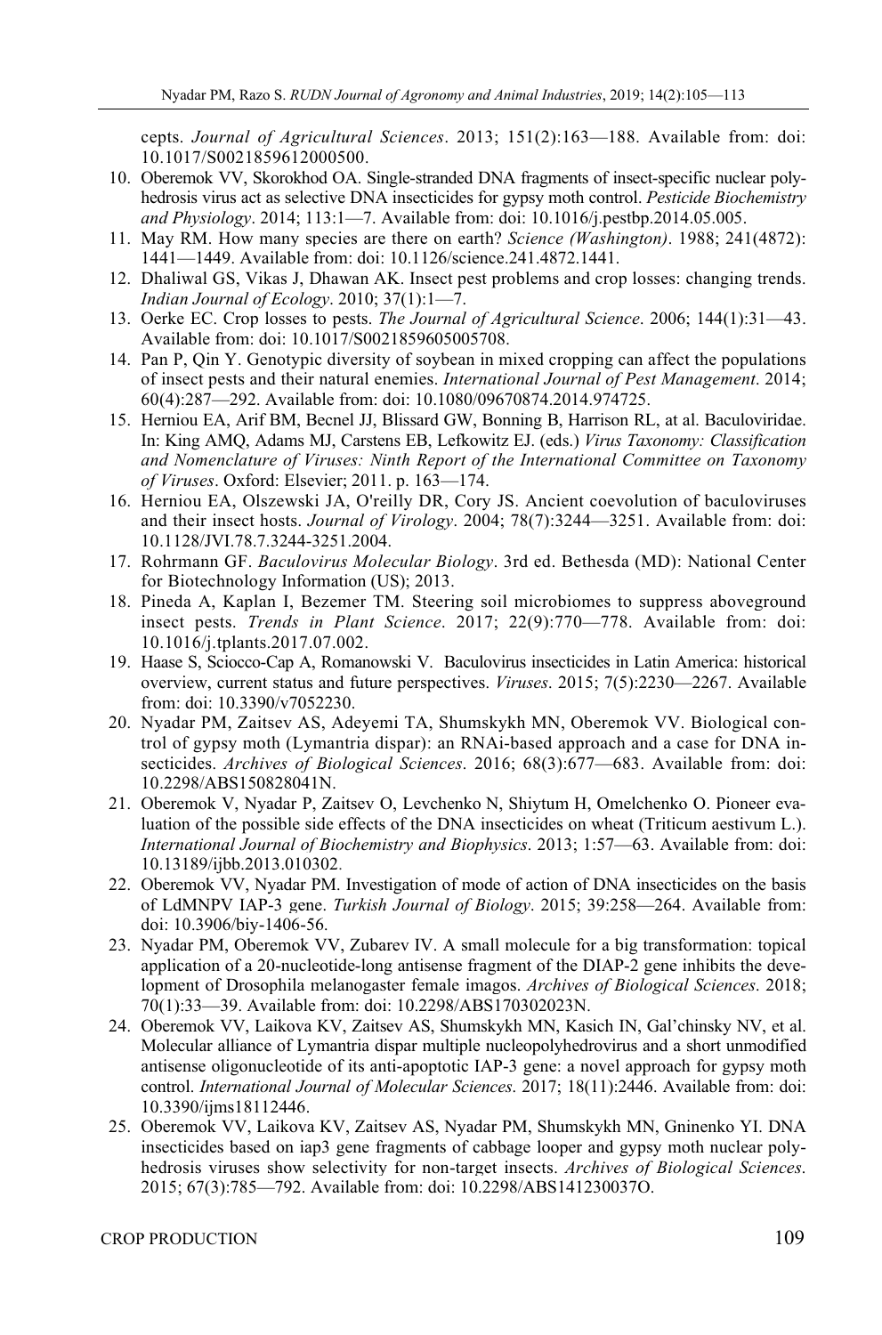cepts. *Journal of Agricultural Sciences*. 2013; 151(2):163—188. Available from: doi: 10.1017/S0021859612000500.

10. Oberemok VV, Skorokhod OA. Single-stranded DNA fragments of insect-specific nuclear polyhedrosis virus act as selective DNA insecticides for gypsy moth control. *Pesticide Biochemistry and Physiology*. 2014; 113:1—7. Available from: doi: 10.1016/j.pestbp.2014.05.005.
11. May RM. How many species are there on earth? *Science (Washington)*. 1988; 241(4872): 1441—1449. Available from: doi: 10.1126/science.241.4872.1441.
12. Dhaliwal GS, Vikas J, Dhawan AK. Insect pest problems and crop losses: changing trends. *Indian Journal of Ecology*. 2010; 37(1):1—7.
13. Oerke EC. Crop losses to pests. *The Journal of Agricultural Science*. 2006; 144(1):31—43. Available from: doi: 10.1017/S0021859605005708.
14. Pan P, Qin Y. Genotypic diversity of soybean in mixed cropping can affect the populations of insect pests and their natural enemies. *International Journal of Pest Management*. 2014; 60(4):287—292. Available from: doi: 10.1080/09670874.2014.974725.
15. Herniou EA, Arif BM, Becnel JJ, Blissard GW, Bonning B, Harrison RL, at al. Baculoviridae. In: King AMQ, Adams MJ, Carstens EB, Lefkowitz EJ. (eds.) *Virus Taxonomy: Classification and Nomenclature of Viruses: Ninth Report of the International Committee on Taxonomy of Viruses*. Oxford: Elsevier; 2011. p. 163—174.
16. Herniou EA, Olszewski JA, O'reilly DR, Cory JS. Ancient coevolution of baculoviruses and their insect hosts. *Journal of Virology*. 2004; 78(7):3244—3251. Available from: doi: 10.1128/JVI.78.7.3244-3251.2004.
17. Rohrmann GF. *Baculovirus Molecular Biology*. 3rd ed. Bethesda (MD): National Center for Biotechnology Information (US); 2013.
18. Pineda A, Kaplan I, Bezemer TM. Steering soil microbiomes to suppress aboveground insect pests. *Trends in Plant Science*. 2017; 22(9):770—778. Available from: doi: 10.1016/j.tplants.2017.07.002.
19. Haase S, Sciocco-Cap A, Romanowski V. Baculovirus insecticides in Latin America: historical overview, current status and future perspectives. *Viruses*. 2015; 7(5):2230—2267. Available from: doi: 10.3390/v7052230.
20. Nyadar PM, Zaitsev AS, Adeyemi TA, Shumskykh MN, Oberemok VV. Biological control of gypsy moth (Lymantria dispar): an RNAi-based approach and a case for DNA insecticides. *Archives of Biological Sciences*. 2016; 68(3):677—683. Available from: doi: 10.2298/ABS150828041N.
21. Oberemok V, Nyadar P, Zaitsev O, Levchenko N, Shiytum H, Omelchenko O. Pioneer evaluation of the possible side effects of the DNA insecticides on wheat (Triticum aestivum L.). *International Journal of Biochemistry and Biophysics*. 2013; 1:57—63. Available from: doi: 10.13189/ijbb.2013.010302.
22. Oberemok VV, Nyadar PM. Investigation of mode of action of DNA insecticides on the basis of LdMNPV IAP-3 gene. *Turkish Journal of Biology*. 2015; 39:258—264. Available from: doi: 10.3906/biy-1406-56.
23. Nyadar PM, Oberemok VV, Zubarev IV. A small molecule for a big transformation: topical application of a 20-nucleotide-long antisense fragment of the DIAP-2 gene inhibits the development of Drosophila melanogaster female imagos. *Archives of Biological Sciences*. 2018; 70(1):33—39. Available from: doi: 10.2298/ABS170302023N.
24. Oberemok VV, Laikova KV, Zaitsev AS, Shumskykh MN, Kasich IN, Gal'chinsky NV, et al. Molecular alliance of Lymantria dispar multiple nucleopolyhedrovirus and a short unmodified antisense oligonucleotide of its anti-apoptotic IAP-3 gene: a novel approach for gypsy moth control. *International Journal of Molecular Sciences*. 2017; 18(11):2446. Available from: doi: 10.3390/ijms18112446.
25. Oberemok VV, Laikova KV, Zaitsev AS, Nyadar PM, Shumskykh MN, Gninenko YI. DNA insecticides based on iap3 gene fragments of cabbage looper and gypsy moth nuclear polyhedrosis viruses show selectivity for non-target insects. *Archives of Biological Sciences*. 2015; 67(3):785—792. Available from: doi: 10.2298/ABS141230037O.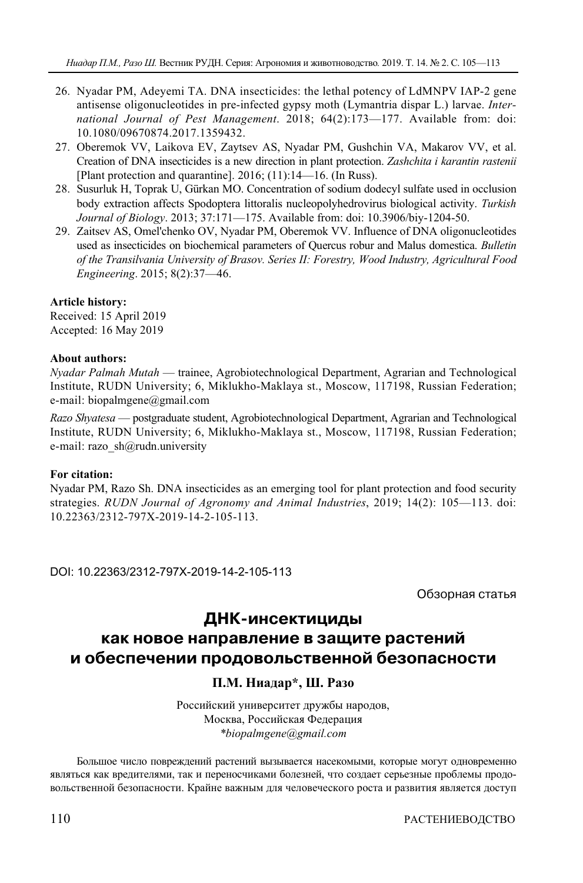26. Nyadar PM, Adeyemi TA. DNA insecticides: the lethal potency of LdMNPV IAP-2 gene antisense oligonucleotides in pre-infected gypsy moth (Lymantria dispar L.) larvae. *International Journal of Pest Management*. 2018; 64(2):173—177. Available from: doi: 10.1080/09670874.2017.1359432.
27. Oberemok VV, Laikova EV, Zaytsev AS, Nyadar PM, Gushchin VA, Makarov VV, et al. Creation of DNA insecticides is a new direction in plant protection. *Zashchita i karantin rastenii* [Plant protection and quarantine]. 2016; (11):14—16. (In Russ).
28. Susurluk H, Toprak U, Gürkan MO. Concentration of sodium dodecyl sulfate used in occlusion body extraction affects Spodoptera littoralis nucleopolyhedrovirus biological activity. *Turkish Journal of Biology*. 2013; 37:171—175. Available from: doi: 10.3906/biy-1204-50.
29. Zaitsev AS, Omel'chenko OV, Nyadar PM, Oberemok VV. Influence of DNA oligonucleotides used as insecticides on biochemical parameters of Quercus robur and Malus domestica. *Bulletin of the Transilvania University of Brasov. Series II: Forestry, Wood Industry, Agricultural Food Engineering*. 2015; 8(2):37—46.

**Article history:**
Received: 15 April 2019
Accepted: 16 May 2019

**About authors:**

*Nyadar Palmah Mutah* — trainee, Agrobiotechnological Department, Agrarian and Technological Institute, RUDN University; 6, Miklukho-Maklaya st., Moscow, 117198, Russian Federation; e-mail: biopalmgene@gmail.com

*Razo Shyatesa* — postgraduate student, Agrobiotechnological Department, Agrarian and Technological Institute, RUDN University; 6, Miklukho-Maklaya st., Moscow, 117198, Russian Federation; e-mail: razo_sh@rudn.university

**For citation:**
Nyadar PM, Razo Sh. DNA insecticides as an emerging tool for plant protection and food security strategies. *RUDN Journal of Agronomy and Animal Industries*, 2019; 14(2): 105—113. doi: 10.22363/2312-797X-2019-14-2-105-113.

DOI: 10.22363/2312-797X-2019-14-2-105-113

Обзорная статья

# ДНК-инсектициды как новое направление в защите растений и обеспечении продовольственной безопасности

**П.М. Ниадар\*, Ш. Разо**

Российский университет дружбы народов,
Москва, Российская Федерация
*\*biopalmgene@gmail.com*

Большое число повреждений растений вызывается насекомыми, которые могут одновременно являться как вредителями, так и переносчиками болезней, что создает серьезные проблемы продовольственной безопасности. Крайне важным для человеческого роста и развития является доступ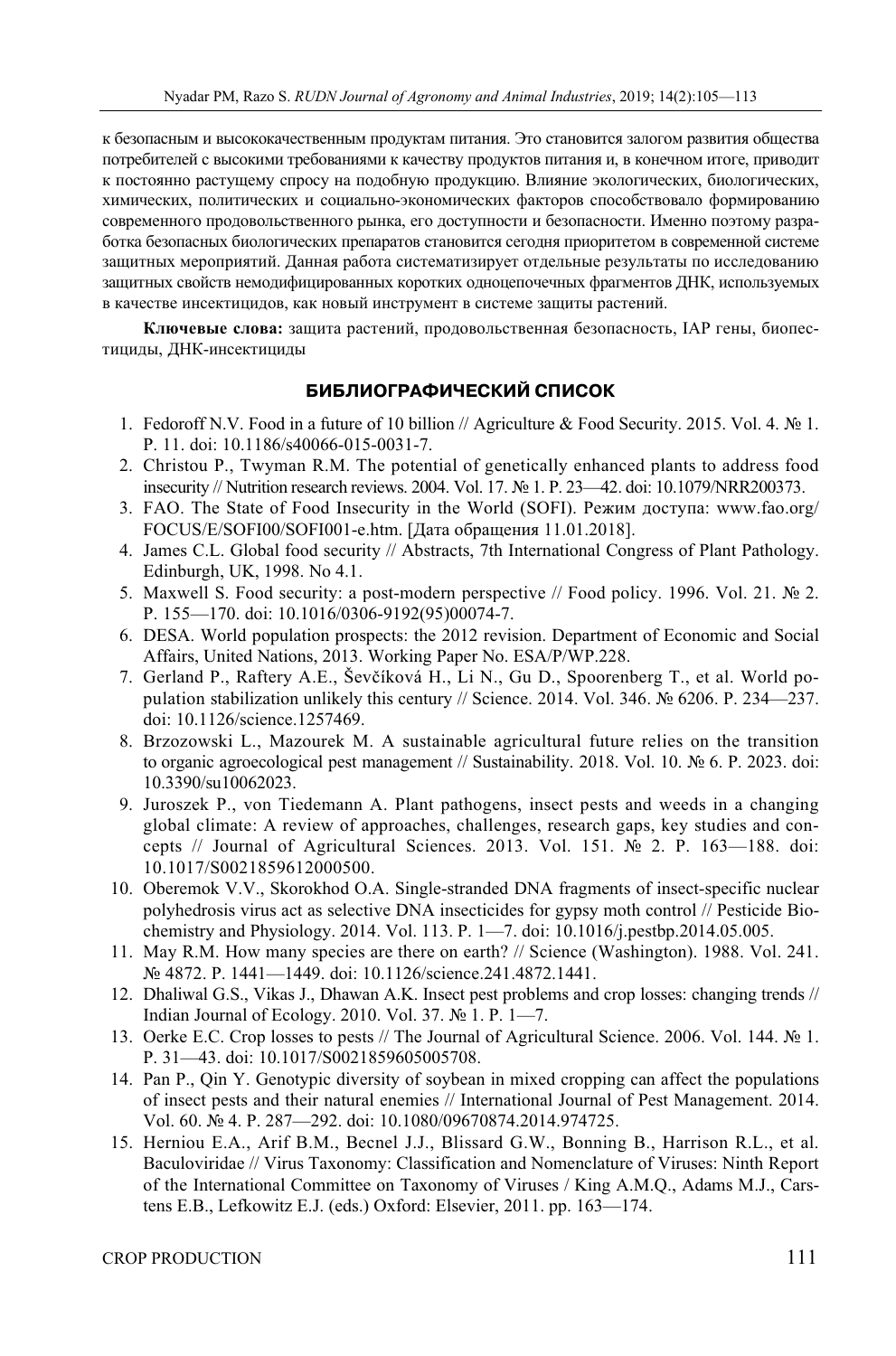к безопасным и высококачественным продуктам питания. Это становится залогом развития общества потребителей с высокими требованиями к качеству продуктов питания и, в конечном итоге, приводит к постоянно растущему спросу на подобную продукцию. Влияние экологических, биологических, химических, политических и социально-экономических факторов способствовало формированию современного продовольственного рынка, его доступности и безопасности. Именно поэтому разработка безопасных биологических препаратов становится сегодня приоритетом в современной системе защитных мероприятий. Данная работа систематизирует отдельные результаты по исследованию защитных свойств немодифицированных коротких одноцепочечных фрагментов ДНК, используемых в качестве инсектицидов, как новый инструмент в системе защиты растений.

**Ключевые слова:** защита растений, продовольственная безопасность, IAP гены, биопестициды, ДНК-инсектициды

## БИБЛИОГРАФИЧЕСКИЙ СПИСОК

1. Fedoroff N.V. Food in a future of 10 billion // Agriculture & Food Security. 2015. Vol. 4. № 1. P. 11. doi: 10.1186/s40066-015-0031-7.
2. Christou P., Twyman R.M. The potential of genetically enhanced plants to address food insecurity // Nutrition research reviews. 2004. Vol. 17. № 1. P. 23—42. doi: 10.1079/NRR200373.
3. FAO. The State of Food Insecurity in the World (SOFI). Режим доступа: www.fao.org/FOCUS/E/SOFI00/SOFI001-e.htm. [Дата обращения 11.01.2018].
4. James C.L. Global food security // Abstracts, 7th International Congress of Plant Pathology. Edinburgh, UK, 1998. No 4.1.
5. Maxwell S. Food security: a post-modern perspective // Food policy. 1996. Vol. 21. № 2. P. 155—170. doi: 10.1016/0306-9192(95)00074-7.
6. DESA. World population prospects: the 2012 revision. Department of Economic and Social Affairs, United Nations, 2013. Working Paper No. ESA/P/WP.228.
7. Gerland P., Raftery A.E., Ševčíková H., Li N., Gu D., Spoorenberg T., et al. World population stabilization unlikely this century // Science. 2014. Vol. 346. № 6206. P. 234—237. doi: 10.1126/science.1257469.
8. Brzozowski L., Mazourek M. A sustainable agricultural future relies on the transition to organic agroecological pest management // Sustainability. 2018. Vol. 10. № 6. P. 2023. doi: 10.3390/su10062023.
9. Juroszek P., von Tiedemann A. Plant pathogens, insect pests and weeds in a changing global climate: A review of approaches, challenges, research gaps, key studies and concepts // Journal of Agricultural Sciences. 2013. Vol. 151. № 2. P. 163—188. doi: 10.1017/S0021859612000500.
10. Oberemok V.V., Skorokhod O.A. Single-stranded DNA fragments of insect-specific nuclear polyhedrosis virus act as selective DNA insecticides for gypsy moth control // Pesticide Biochemistry and Physiology. 2014. Vol. 113. P. 1—7. doi: 10.1016/j.pestbp.2014.05.005.
11. May R.M. How many species are there on earth? // Science (Washington). 1988. Vol. 241. № 4872. P. 1441—1449. doi: 10.1126/science.241.4872.1441.
12. Dhaliwal G.S., Vikas J., Dhawan A.K. Insect pest problems and crop losses: changing trends // Indian Journal of Ecology. 2010. Vol. 37. № 1. P. 1—7.
13. Oerke E.C. Crop losses to pests // The Journal of Agricultural Science. 2006. Vol. 144. № 1. P. 31—43. doi: 10.1017/S0021859605005708.
14. Pan P., Qin Y. Genotypic diversity of soybean in mixed cropping can affect the populations of insect pests and their natural enemies // International Journal of Pest Management. 2014. Vol. 60. № 4. P. 287—292. doi: 10.1080/09670874.2014.974725.
15. Herniou E.A., Arif B.M., Becnel J.J., Blissard G.W., Bonning B., Harrison R.L., et al. Baculoviridae // Virus Taxonomy: Classification and Nomenclature of Viruses: Ninth Report of the International Committee on Taxonomy of Viruses / King A.M.Q., Adams M.J., Carstens E.B., Lefkowitz E.J. (eds.) Oxford: Elsevier, 2011. pp. 163—174.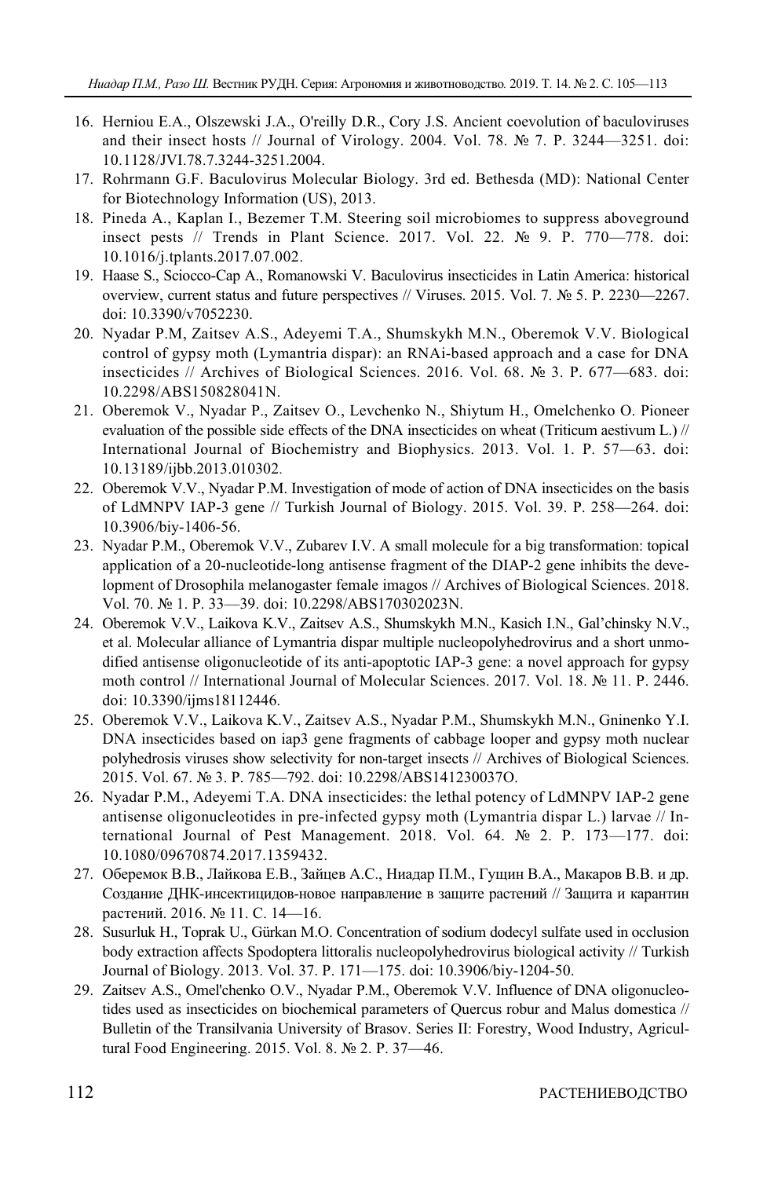16. Herniou E.A., Olszewski J.A., O'reilly D.R., Cory J.S. Ancient coevolution of baculoviruses and their insect hosts // Journal of Virology. 2004. Vol. 78. № 7. P. 3244—3251. doi: 10.1128/JVI.78.7.3244-3251.2004.
17. Rohrmann G.F. Baculovirus Molecular Biology. 3rd ed. Bethesda (MD): National Center for Biotechnology Information (US), 2013.
18. Pineda A., Kaplan I., Bezemer T.M. Steering soil microbiomes to suppress aboveground insect pests // Trends in Plant Science. 2017. Vol. 22. № 9. P. 770—778. doi: 10.1016/j.tplants.2017.07.002.
19. Haase S., Sciocco-Cap A., Romanowski V. Baculovirus insecticides in Latin America: historical overview, current status and future perspectives // Viruses. 2015. Vol. 7. № 5. P. 2230—2267. doi: 10.3390/v7052230.
20. Nyadar P.M, Zaitsev A.S., Adeyemi T.A., Shumskykh M.N., Oberemok V.V. Biological control of gypsy moth (Lymantria dispar): an RNAi-based approach and a case for DNA insecticides // Archives of Biological Sciences. 2016. Vol. 68. № 3. P. 677—683. doi: 10.2298/ABS150828041N.
21. Oberemok V., Nyadar P., Zaitsev O., Levchenko N., Shiytum H., Omelchenko O. Pioneer evaluation of the possible side effects of the DNA insecticides on wheat (Triticum aestivum L.) // International Journal of Biochemistry and Biophysics. 2013. Vol. 1. P. 57—63. doi: 10.13189/ijbb.2013.010302.
22. Oberemok V.V., Nyadar P.M. Investigation of mode of action of DNA insecticides on the basis of LdMNPV IAP-3 gene // Turkish Journal of Biology. 2015. Vol. 39. P. 258—264. doi: 10.3906/biy-1406-56.
23. Nyadar P.M., Oberemok V.V., Zubarev I.V. A small molecule for a big transformation: topical application of a 20-nucleotide-long antisense fragment of the DIAP-2 gene inhibits the development of Drosophila melanogaster female imagos // Archives of Biological Sciences. 2018. Vol. 70. № 1. P. 33—39. doi: 10.2298/ABS170302023N.
24. Oberemok V.V., Laikova K.V., Zaitsev A.S., Shumskykh M.N., Kasich I.N., Gal'chinsky N.V., et al. Molecular alliance of Lymantria dispar multiple nucleopolyhedrovirus and a short unmodified antisense oligonucleotide of its anti-apoptotic IAP-3 gene: a novel approach for gypsy moth control // International Journal of Molecular Sciences. 2017. Vol. 18. № 11. P. 2446. doi: 10.3390/ijms18112446.
25. Oberemok V.V., Laikova K.V., Zaitsev A.S., Nyadar P.M., Shumskykh M.N., Gninenko Y.I. DNA insecticides based on iap3 gene fragments of cabbage looper and gypsy moth nuclear polyhedrosis viruses show selectivity for non-target insects // Archives of Biological Sciences. 2015. Vol. 67. № 3. P. 785—792. doi: 10.2298/ABS141230037O.
26. Nyadar P.M., Adeyemi T.A. DNA insecticides: the lethal potency of LdMNPV IAP-2 gene antisense oligonucleotides in pre-infected gypsy moth (Lymantria dispar L.) larvae // International Journal of Pest Management. 2018. Vol. 64. № 2. P. 173—177. doi: 10.1080/09670874.2017.1359432.
27. Оберемок В.В., Лайкова Е.В., Зайцев А.С., Ниадар П.М., Гущин В.А., Макаров В.В. и др. Создание ДНК-инсектицидов-новое направление в защите растений // Защита и карантин растений. 2016. № 11. С. 14—16.
28. Susurluk H., Toprak U., Gürkan M.O. Concentration of sodium dodecyl sulfate used in occlusion body extraction affects Spodoptera littoralis nucleopolyhedrovirus biological activity // Turkish Journal of Biology. 2013. Vol. 37. P. 171—175. doi: 10.3906/biy-1204-50.
29. Zaitsev A.S., Omel'chenko O.V., Nyadar P.M., Oberemok V.V. Influence of DNA oligonucleotides used as insecticides on biochemical parameters of Quercus robur and Malus domestica // Bulletin of the Transilvania University of Brasov. Series II: Forestry, Wood Industry, Agricultural Food Engineering. 2015. Vol. 8. № 2. P. 37—46.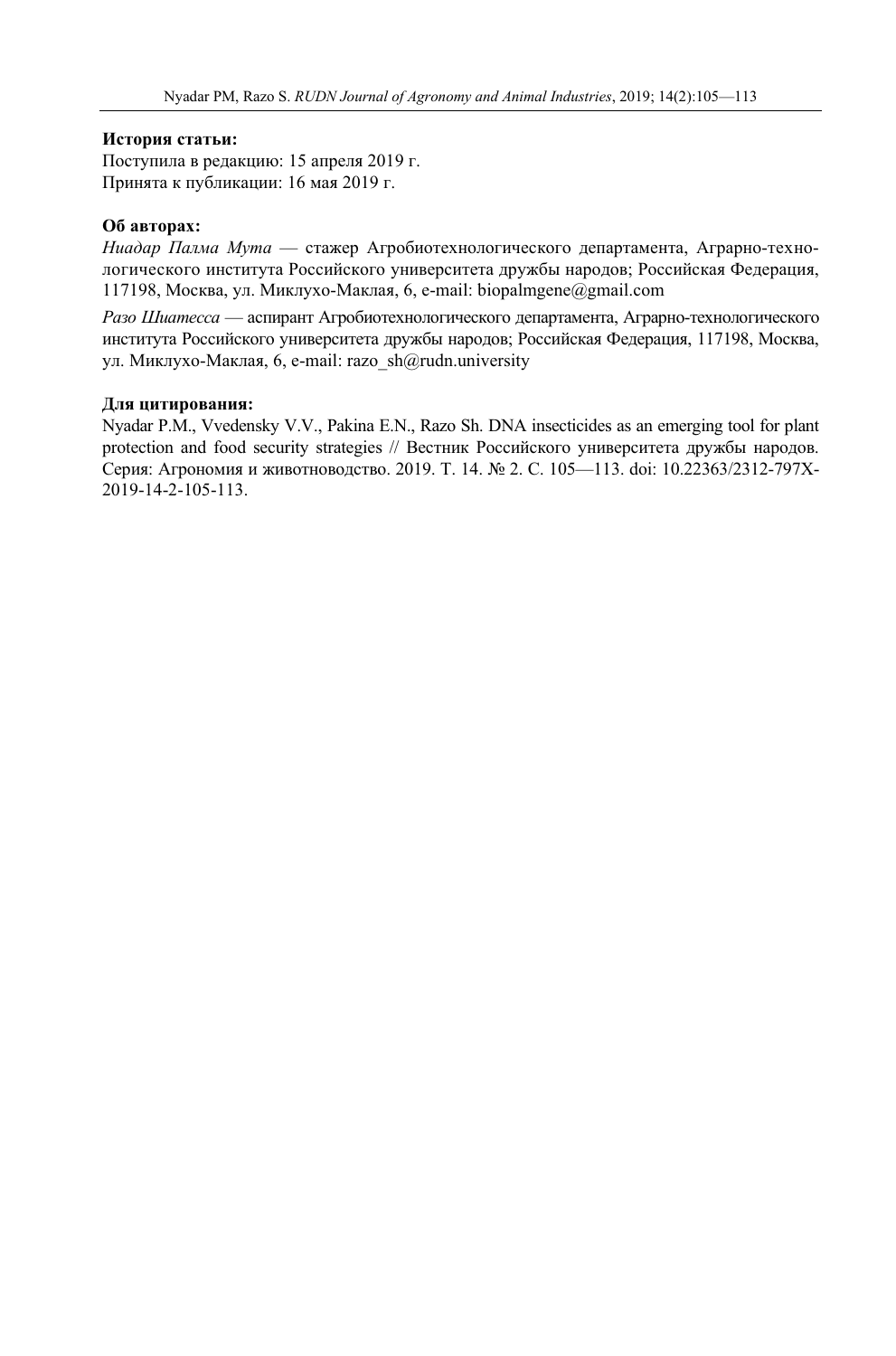**История статьи:**

Поступила в редакцию: 15 апреля 2019 г.
Принята к публикации: 16 мая 2019 г.

**Об авторах:**

*Ниадар Палма Мута* — стажер Агробиотехнологического департамента, Аграрно-технологического института Российского университета дружбы народов; Российская Федерация, 117198, Москва, ул. Миклухо-Маклая, 6, e-mail: biopalmgene@gmail.com

*Разо Шиатесса* — аспирант Агробиотехнологического департамента, Аграрно-технологического института Российского университета дружбы народов; Российская Федерация, 117198, Москва, ул. Миклухо-Маклая, 6, e-mail: razo_sh@rudn.university

**Для цитирования:**

Nyadar P.M., Vvedensky V.V., Pakina E.N., Razo Sh. DNA insecticides as an emerging tool for plant protection and food security strategies // Вестник Российского университета дружбы народов. Серия: Агрономия и животноводство. 2019. Т. 14. № 2. С. 105—113. doi: 10.22363/2312-797X-2019-14-2-105-113.